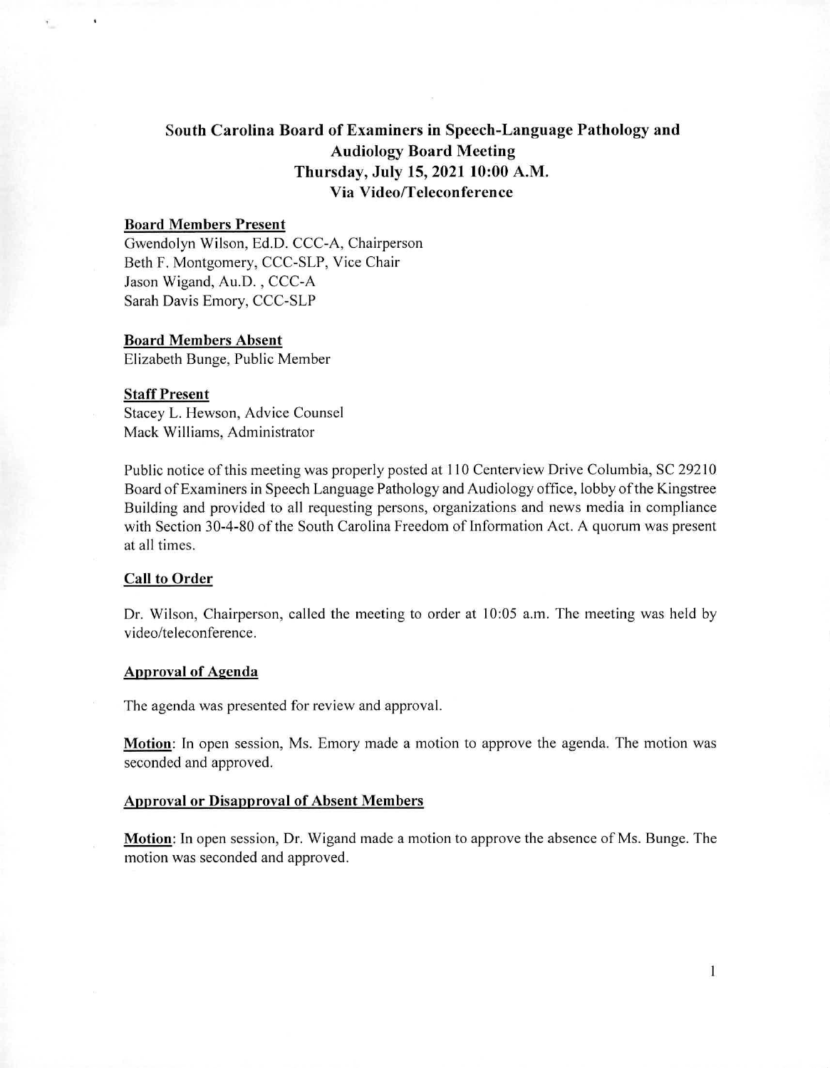# South Carolina Board of Examiners in Speech-Language Pathology and Audiology Board Meeting
## Thursday, July 15, 2021 10:00 A.M.
## Via Video/Teleconference

**Board Members Present**

Gwendolyn Wilson, Ed.D. CCC-A, Chairperson
Beth F. Montgomery, CCC-SLP, Vice Chair
Jason Wigand, Au.D. , CCC-A
Sarah Davis Emory, CCC-SLP

**Board Members Absent**

Elizabeth Bunge, Public Member

**Staff Present**

Stacey L. Hewson, Advice Counsel
Mack Williams, Administrator

Public notice of this meeting was properly posted at 110 Centerview Drive Columbia, SC 29210 Board of Examiners in Speech Language Pathology and Audiology office, lobby of the Kingstree Building and provided to all requesting persons, organizations and news media in compliance with Section 30-4-80 of the South Carolina Freedom of Information Act. A quorum was present at all times.

**Call to Order**

Dr. Wilson, Chairperson, called the meeting to order at 10:05 a.m. The meeting was held by video/teleconference.

**Approval of Agenda**

The agenda was presented for review and approval.

**Motion**: In open session, Ms. Emory made a motion to approve the agenda. The motion was seconded and approved.

**Approval or Disapproval of Absent Members**

**Motion**: In open session, Dr. Wigand made a motion to approve the absence of Ms. Bunge. The motion was seconded and approved.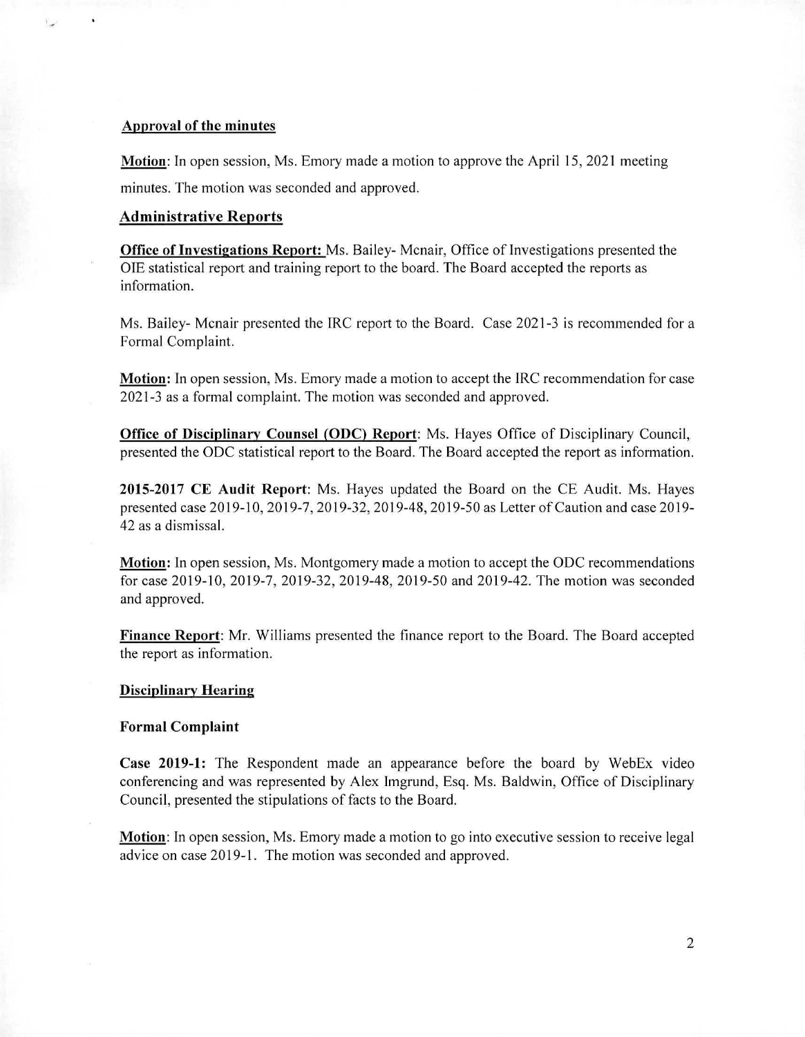**Approval of the minutes**

**Motion**: In open session, Ms. Emory made a motion to approve the April 15, 2021 meeting minutes. The motion was seconded and approved.

**Administrative Reports**

**Office of Investigations Report:** Ms. Bailey- Mcnair, Office of Investigations presented the OIE statistical report and training report to the board. The Board accepted the reports as information.

Ms. Bailey- Mcnair presented the IRC report to the Board. Case 2021-3 is recommended for a Formal Complaint.

**Motion:** In open session, Ms. Emory made a motion to accept the IRC recommendation for case 2021-3 as a formal complaint. The motion was seconded and approved.

**Office of Disciplinary Counsel (ODC) Report**: Ms. Hayes Office of Disciplinary Council, presented the ODC statistical report to the Board. The Board accepted the report as information.

**2015-2017 CE Audit Report**: Ms. Hayes updated the Board on the CE Audit. Ms. Hayes presented case 2019-10, 2019-7, 2019-32, 2019-48, 2019-50 as Letter of Caution and case 2019-42 as a dismissal.

**Motion:** In open session, Ms. Montgomery made a motion to accept the ODC recommendations for case 2019-10, 2019-7, 2019-32, 2019-48, 2019-50 and 2019-42. The motion was seconded and approved.

**Finance Report**: Mr. Williams presented the finance report to the Board. The Board accepted the report as information.

**Disciplinary Hearing**

**Formal Complaint**

**Case 2019-1:** The Respondent made an appearance before the board by WebEx video conferencing and was represented by Alex Imgrund, Esq. Ms. Baldwin, Office of Disciplinary Council, presented the stipulations of facts to the Board.

**Motion**: In open session, Ms. Emory made a motion to go into executive session to receive legal advice on case 2019-1. The motion was seconded and approved.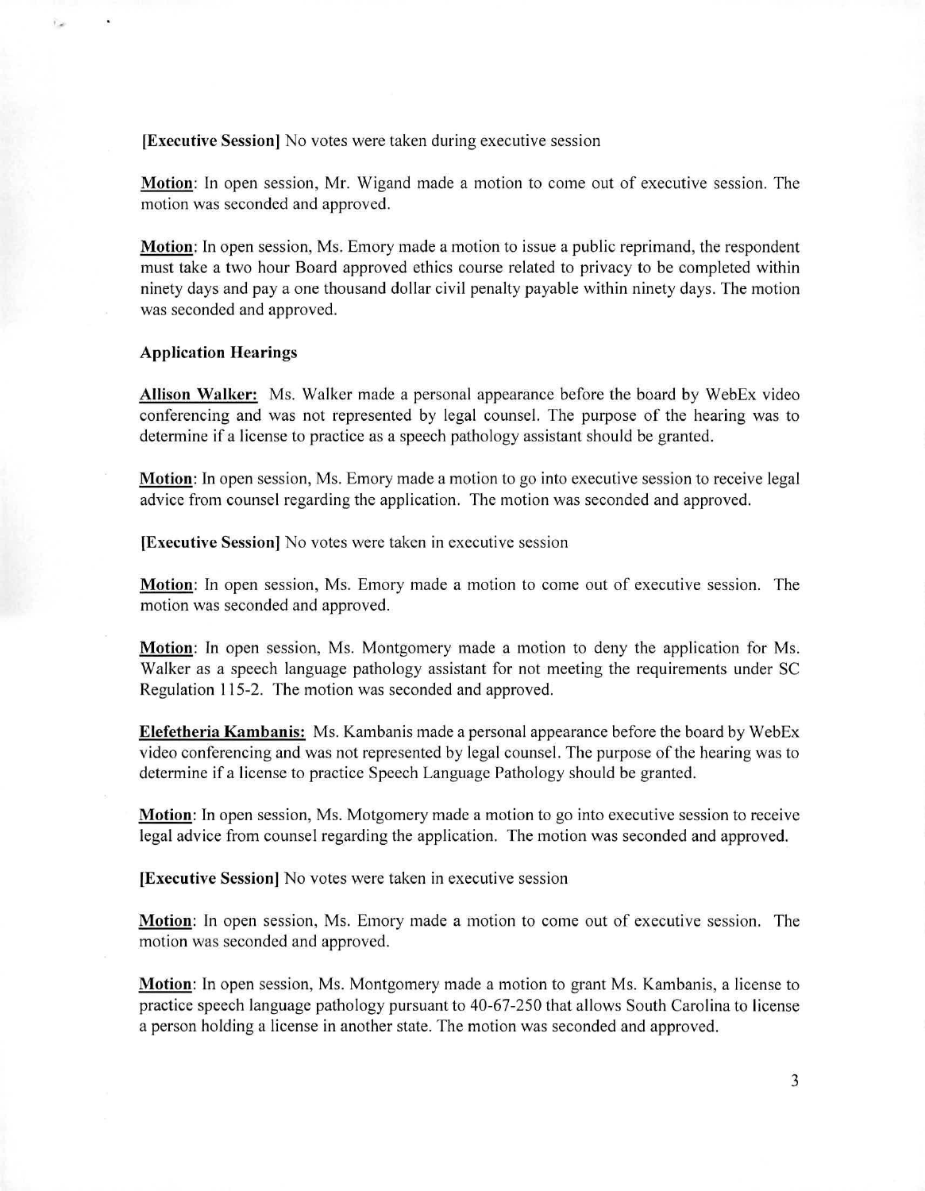**[Executive Session]** No votes were taken during executive session

**Motion**: In open session, Mr. Wigand made a motion to come out of executive session. The motion was seconded and approved.

**Motion**: In open session, Ms. Emory made a motion to issue a public reprimand, the respondent must take a two hour Board approved ethics course related to privacy to be completed within ninety days and pay a one thousand dollar civil penalty payable within ninety days. The motion was seconded and approved.

**Application Hearings**

**Allison Walker:** Ms. Walker made a personal appearance before the board by WebEx video conferencing and was not represented by legal counsel. The purpose of the hearing was to determine if a license to practice as a speech pathology assistant should be granted.

**Motion**: In open session, Ms. Emory made a motion to go into executive session to receive legal advice from counsel regarding the application. The motion was seconded and approved.

**[Executive Session]** No votes were taken in executive session

**Motion**: In open session, Ms. Emory made a motion to come out of executive session. The motion was seconded and approved.

**Motion**: In open session, Ms. Montgomery made a motion to deny the application for Ms. Walker as a speech language pathology assistant for not meeting the requirements under SC Regulation 115-2. The motion was seconded and approved.

**Elefetheria Kambanis:** Ms. Kambanis made a personal appearance before the board by WebEx video conferencing and was not represented by legal counsel. The purpose of the hearing was to determine if a license to practice Speech Language Pathology should be granted.

**Motion**: In open session, Ms. Motgomery made a motion to go into executive session to receive legal advice from counsel regarding the application. The motion was seconded and approved.

**[Executive Session]** No votes were taken in executive session

**Motion**: In open session, Ms. Emory made a motion to come out of executive session. The motion was seconded and approved.

**Motion**: In open session, Ms. Montgomery made a motion to grant Ms. Kambanis, a license to practice speech language pathology pursuant to 40-67-250 that allows South Carolina to license a person holding a license in another state. The motion was seconded and approved.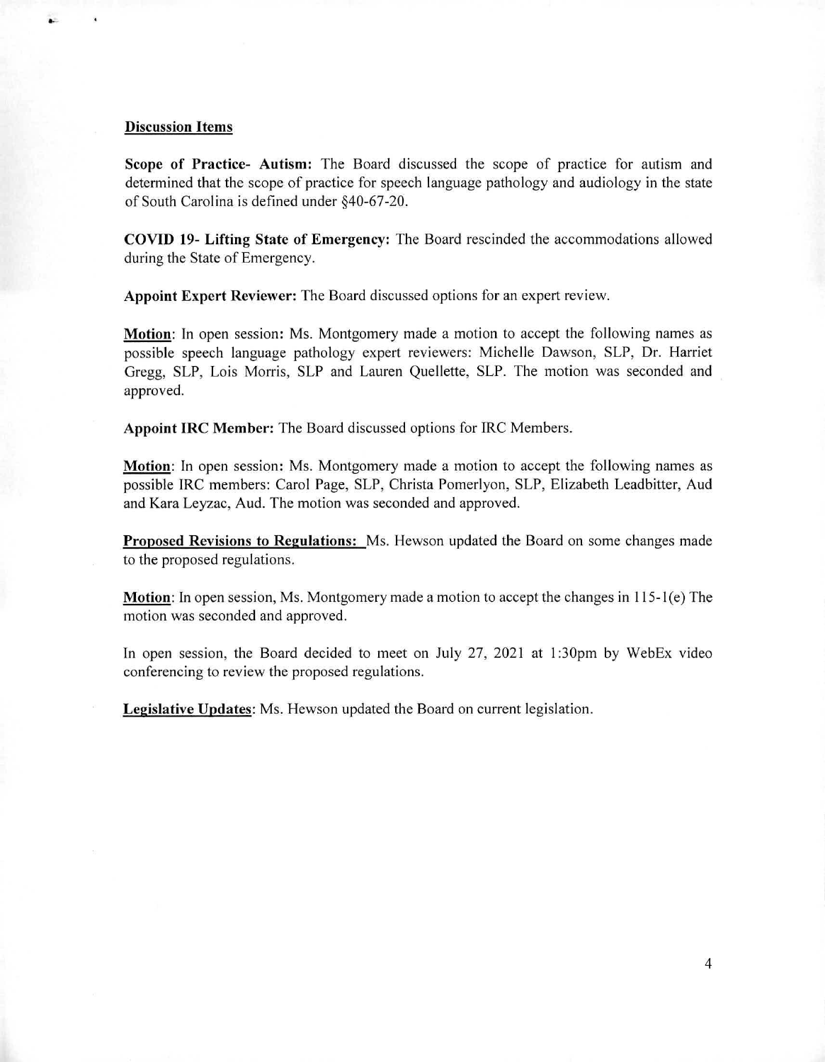**Discussion Items**

**Scope of Practice- Autism:** The Board discussed the scope of practice for autism and determined that the scope of practice for speech language pathology and audiology in the state of South Carolina is defined under §40-67-20.

**COVID 19- Lifting State of Emergency:** The Board rescinded the accommodations allowed during the State of Emergency.

**Appoint Expert Reviewer:** The Board discussed options for an expert review.

**Motion**: In open session: Ms. Montgomery made a motion to accept the following names as possible speech language pathology expert reviewers: Michelle Dawson, SLP, Dr. Harriet Gregg, SLP, Lois Morris, SLP and Lauren Quellette, SLP. The motion was seconded and approved.

**Appoint IRC Member:** The Board discussed options for IRC Members.

**Motion**: In open session: Ms. Montgomery made a motion to accept the following names as possible IRC members: Carol Page, SLP, Christa Pomerlyon, SLP, Elizabeth Leadbitter, Aud and Kara Leyzac, Aud. The motion was seconded and approved.

**Proposed Revisions to Regulations:** Ms. Hewson updated the Board on some changes made to the proposed regulations.

**Motion**: In open session, Ms. Montgomery made a motion to accept the changes in 115-1(e) The motion was seconded and approved.

In open session, the Board decided to meet on July 27, 2021 at 1:30pm by WebEx video conferencing to review the proposed regulations.

**Legislative Updates**: Ms. Hewson updated the Board on current legislation.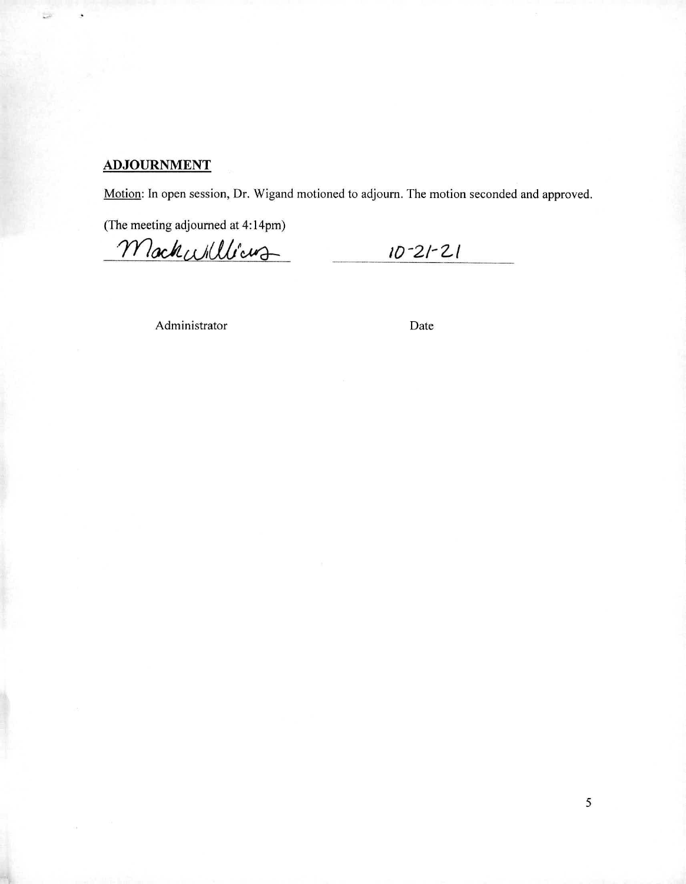**<u>ADJOURNMENT</u>**

<u>Motion</u>: In open session, Dr. Wigand motioned to adjourn. The motion seconded and approved.

(The meeting adjourned at 4:14pm)

Mack Williams ____________ 10-21-21 ____________

Administrator Date